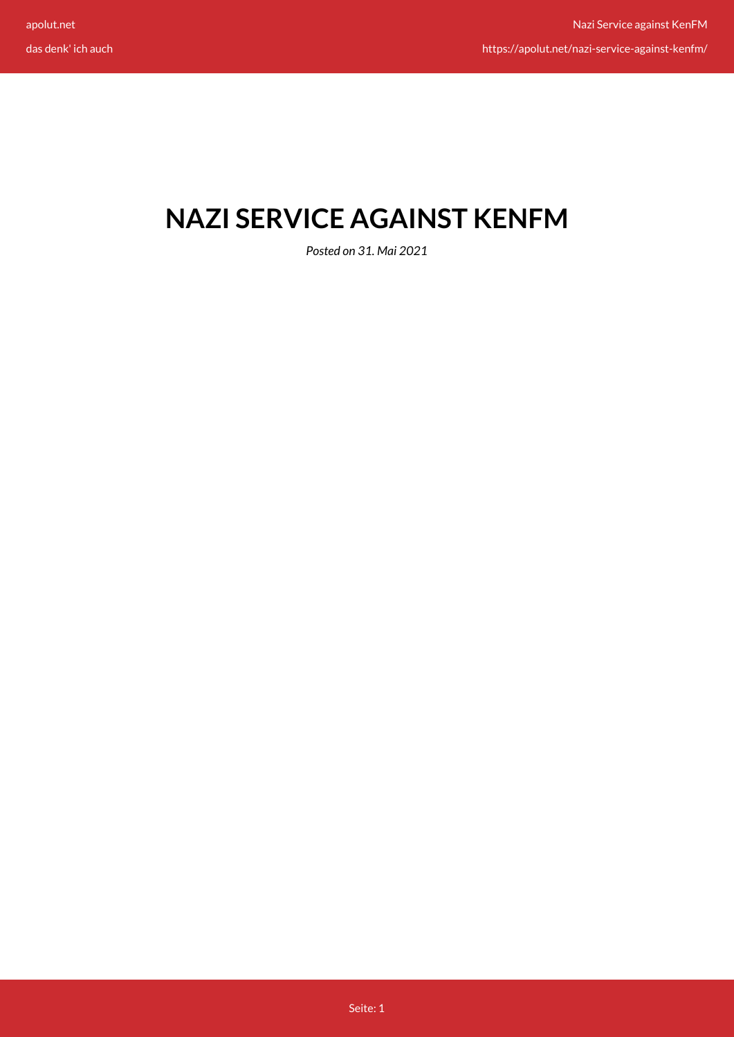# NAZI SERVICE AGAINST KENFM

*Posted on 31. Mai 2021*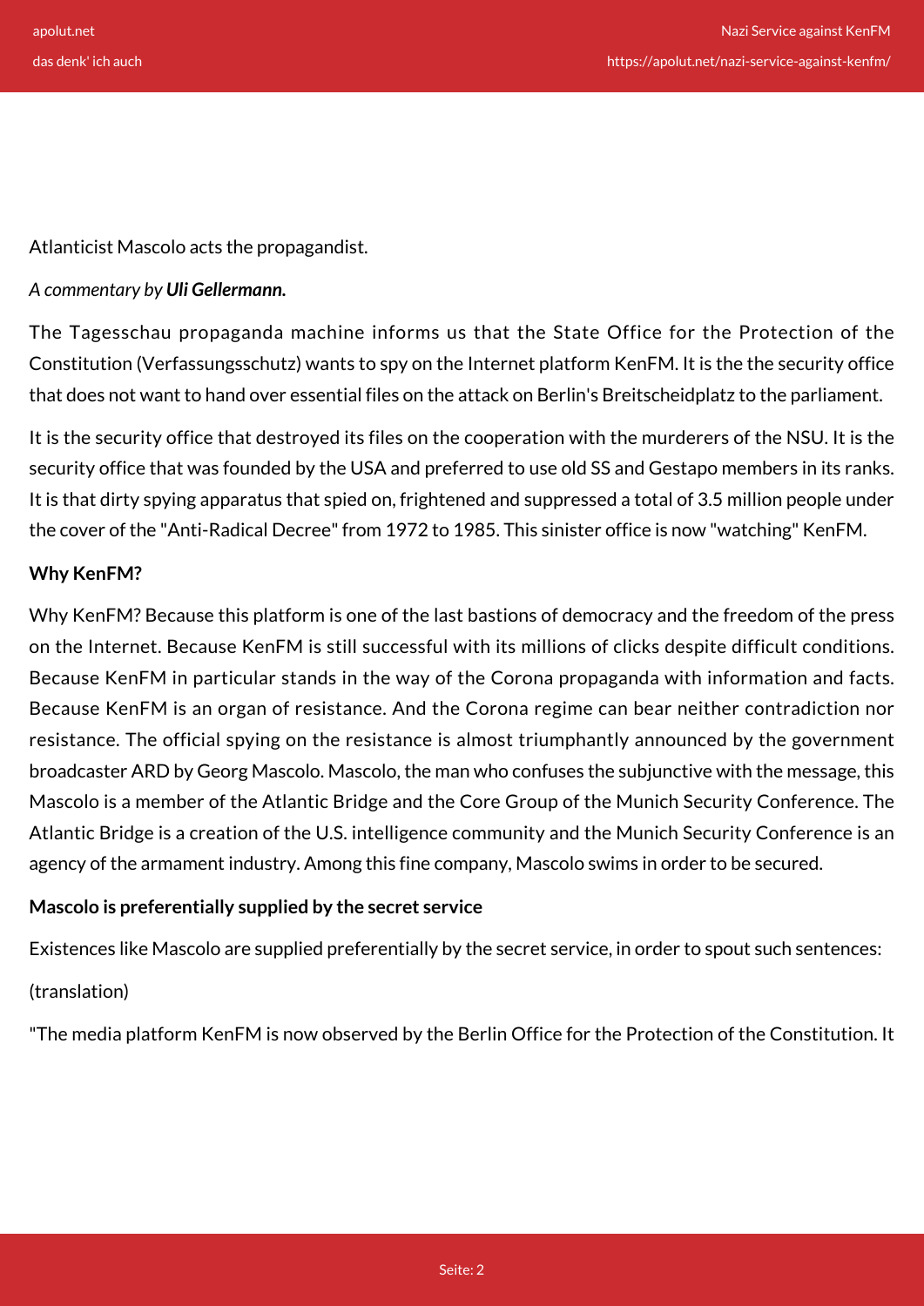Atlanticist Mascolo acts the propagandist.

*A commentary by* ***Uli Gellermann.***

The Tagesschau propaganda machine informs us that the State Office for the Protection of the Constitution (Verfassungsschutz) wants to spy on the Internet platform KenFM. It is the the security office that does not want to hand over essential files on the attack on Berlin's Breitscheidplatz to the parliament.

It is the security office that destroyed its files on the cooperation with the murderers of the NSU. It is the security office that was founded by the USA and preferred to use old SS and Gestapo members in its ranks. It is that dirty spying apparatus that spied on, frightened and suppressed a total of 3.5 million people under the cover of the "Anti-Radical Decree" from 1972 to 1985. This sinister office is now "watching" KenFM.

**Why KenFM?**

Why KenFM? Because this platform is one of the last bastions of democracy and the freedom of the press on the Internet. Because KenFM is still successful with its millions of clicks despite difficult conditions. Because KenFM in particular stands in the way of the Corona propaganda with information and facts. Because KenFM is an organ of resistance. And the Corona regime can bear neither contradiction nor resistance. The official spying on the resistance is almost triumphantly announced by the government broadcaster ARD by Georg Mascolo. Mascolo, the man who confuses the subjunctive with the message, this Mascolo is a member of the Atlantic Bridge and the Core Group of the Munich Security Conference. The Atlantic Bridge is a creation of the U.S. intelligence community and the Munich Security Conference is an agency of the armament industry. Among this fine company, Mascolo swims in order to be secured.

**Mascolo is preferentially supplied by the secret service**

Existences like Mascolo are supplied preferentially by the secret service, in order to spout such sentences:

(translation)

"The media platform KenFM is now observed by the Berlin Office for the Protection of the Constitution. It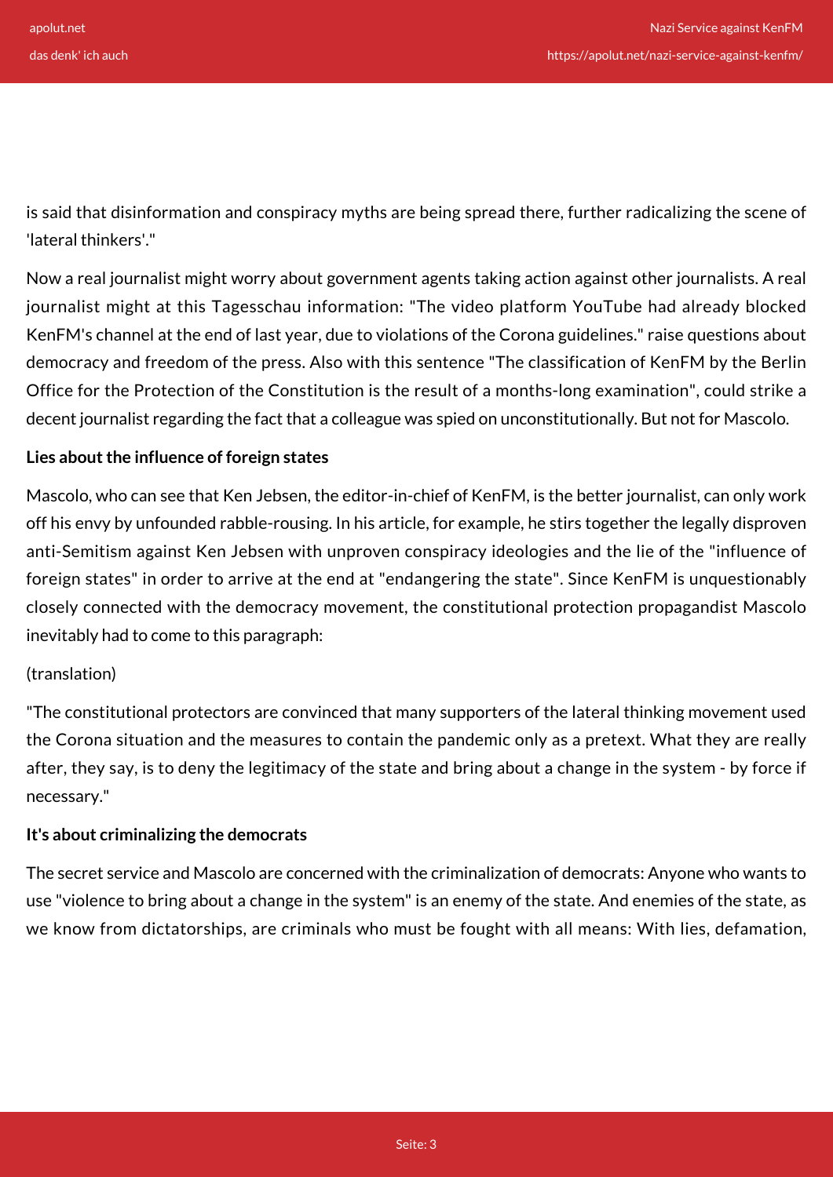is said that disinformation and conspiracy myths are being spread there, further radicalizing the scene of 'lateral thinkers'."

Now a real journalist might worry about government agents taking action against other journalists. A real journalist might at this Tagesschau information: "The video platform YouTube had already blocked KenFM's channel at the end of last year, due to violations of the Corona guidelines." raise questions about democracy and freedom of the press. Also with this sentence "The classification of KenFM by the Berlin Office for the Protection of the Constitution is the result of a months-long examination", could strike a decent journalist regarding the fact that a colleague was spied on unconstitutionally. But not for Mascolo.

**Lies about the influence of foreign states**

Mascolo, who can see that Ken Jebsen, the editor-in-chief of KenFM, is the better journalist, can only work off his envy by unfounded rabble-rousing. In his article, for example, he stirs together the legally disproven anti-Semitism against Ken Jebsen with unproven conspiracy ideologies and the lie of the "influence of foreign states" in order to arrive at the end at "endangering the state". Since KenFM is unquestionably closely connected with the democracy movement, the constitutional protection propagandist Mascolo inevitably had to come to this paragraph:

(translation)

"The constitutional protectors are convinced that many supporters of the lateral thinking movement used the Corona situation and the measures to contain the pandemic only as a pretext. What they are really after, they say, is to deny the legitimacy of the state and bring about a change in the system - by force if necessary."

**It's about criminalizing the democrats**

The secret service and Mascolo are concerned with the criminalization of democrats: Anyone who wants to use "violence to bring about a change in the system" is an enemy of the state. And enemies of the state, as we know from dictatorships, are criminals who must be fought with all means: With lies, defamation,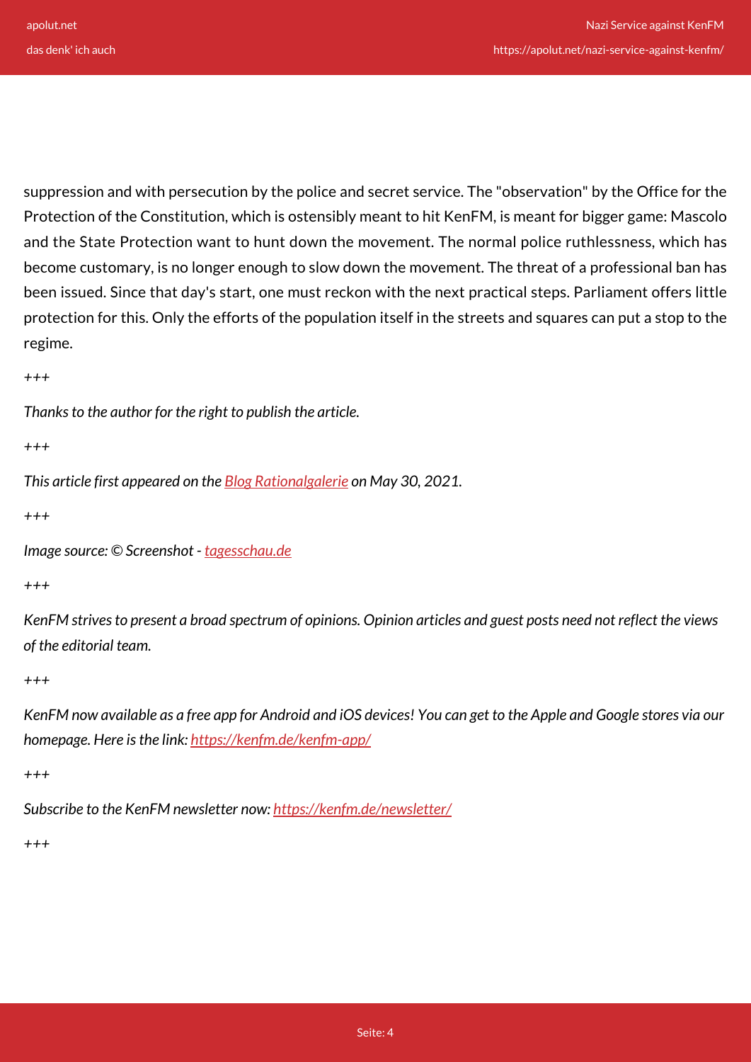suppression and with persecution by the police and secret service. The "observation" by the Office for the Protection of the Constitution, which is ostensibly meant to hit KenFM, is meant for bigger game: Mascolo and the State Protection want to hunt down the movement. The normal police ruthlessness, which has become customary, is no longer enough to slow down the movement. The threat of a professional ban has been issued. Since that day's start, one must reckon with the next practical steps. Parliament offers little protection for this. Only the efforts of the population itself in the streets and squares can put a stop to the regime.

*+++*

*Thanks to the author for the right to publish the article.*

*+++*

*This article first appeared on the [Blog Rationalgalerie](Blog Rationalgalerie) on May 30, 2021.*

*+++*

*Image source: © Screenshot - [tagesschau.de](tagesschau.de)*

*+++*

*KenFM strives to present a broad spectrum of opinions. Opinion articles and guest posts need not reflect the views of the editorial team.*

*+++*

*KenFM now available as a free app for Android and iOS devices! You can get to the Apple and Google stores via our homepage. Here is the link: https://kenfm.de/kenfm-app/*

*+++*

*Subscribe to the KenFM newsletter now: https://kenfm.de/newsletter/*

*+++*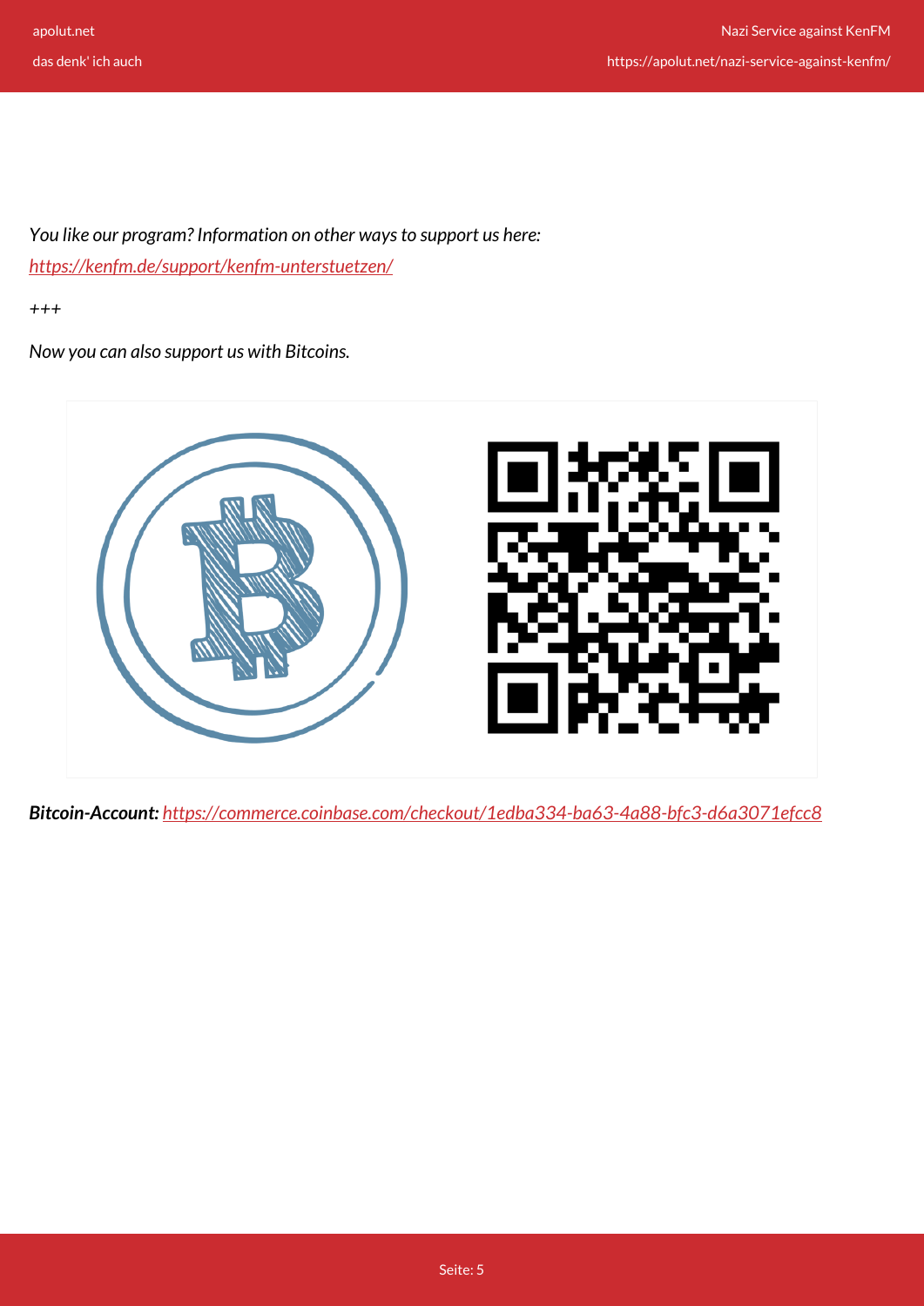*You like our program? Information on other ways to support us here:*
*https://kenfm.de/support/kenfm-unterstuetzen/*

*+++*

*Now you can also support us with Bitcoins.*

***Bitcoin-Account:** https://commerce.coinbase.com/checkout/1edba334-ba63-4a88-bfc3-d6a3071efcc8*